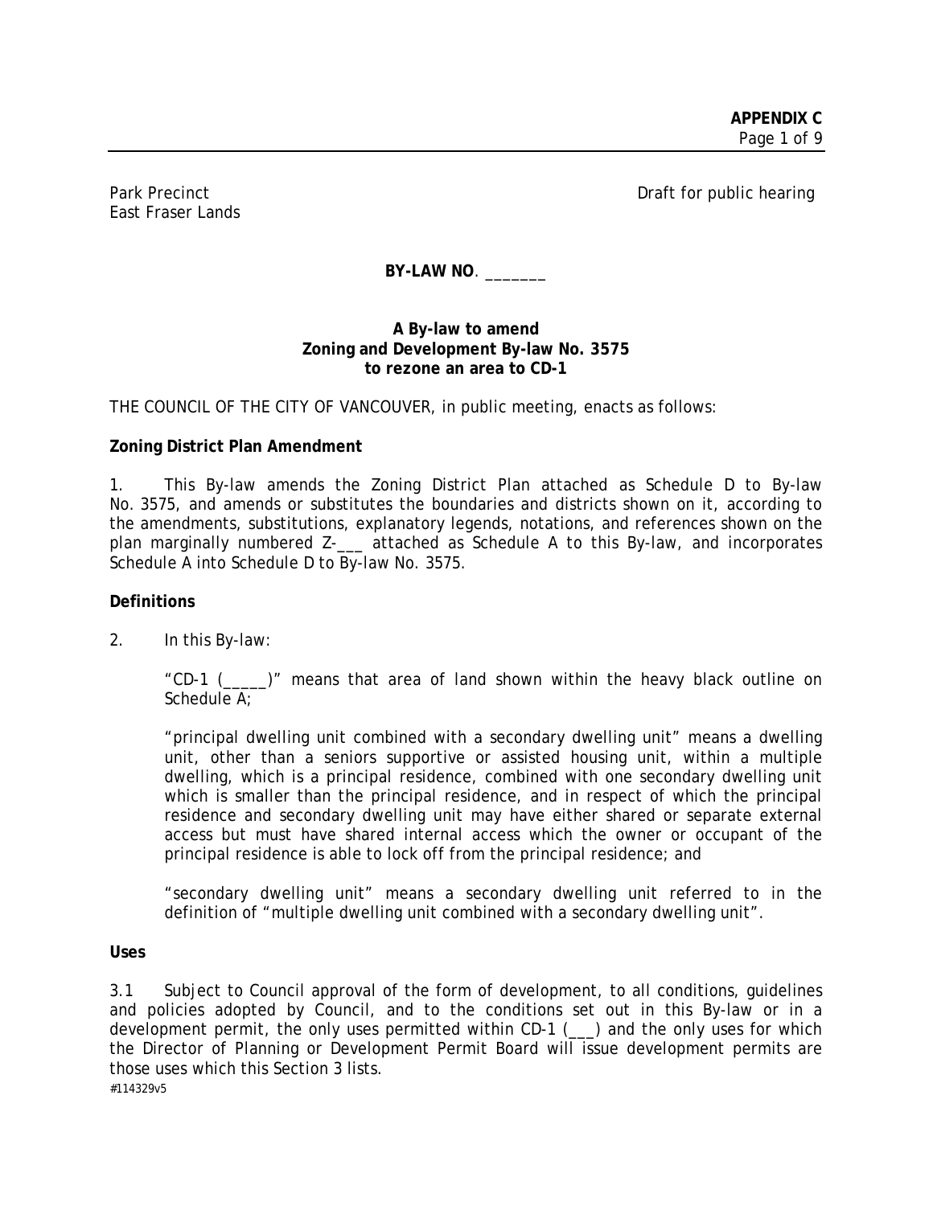**APPENDIX C**

Park Precinct
East Fraser Lands

Draft for public hearing

**BY-LAW NO**. _______

**A By-law to amend**
**Zoning and Development By-law No. 3575**
**to rezone an area to CD-1**

THE COUNCIL OF THE CITY OF VANCOUVER, in public meeting, enacts as follows:

**Zoning District Plan Amendment**

1. This By-law amends the Zoning District Plan attached as Schedule D to By-law No. 3575, and amends or substitutes the boundaries and districts shown on it, according to the amendments, substitutions, explanatory legends, notations, and references shown on the plan marginally numbered Z-___ attached as Schedule A to this By-law, and incorporates Schedule A into Schedule D to By-law No. 3575.

**Definitions**

2. In this By-law:

"CD-1 (_____)" means that area of land shown within the heavy black outline on Schedule A;

"principal dwelling unit combined with a secondary dwelling unit" means a dwelling unit, other than a seniors supportive or assisted housing unit, within a multiple dwelling, which is a principal residence, combined with one secondary dwelling unit which is smaller than the principal residence, and in respect of which the principal residence and secondary dwelling unit may have either shared or separate external access but must have shared internal access which the owner or occupant of the principal residence is able to lock off from the principal residence; and

"secondary dwelling unit" means a secondary dwelling unit referred to in the definition of "multiple dwelling unit combined with a secondary dwelling unit".

**Uses**

3.1 Subject to Council approval of the form of development, to all conditions, guidelines and policies adopted by Council, and to the conditions set out in this By-law or in a development permit, the only uses permitted within CD-1 (___) and the only uses for which the Director of Planning or Development Permit Board will issue development permits are those uses which this Section 3 lists.

#114329v5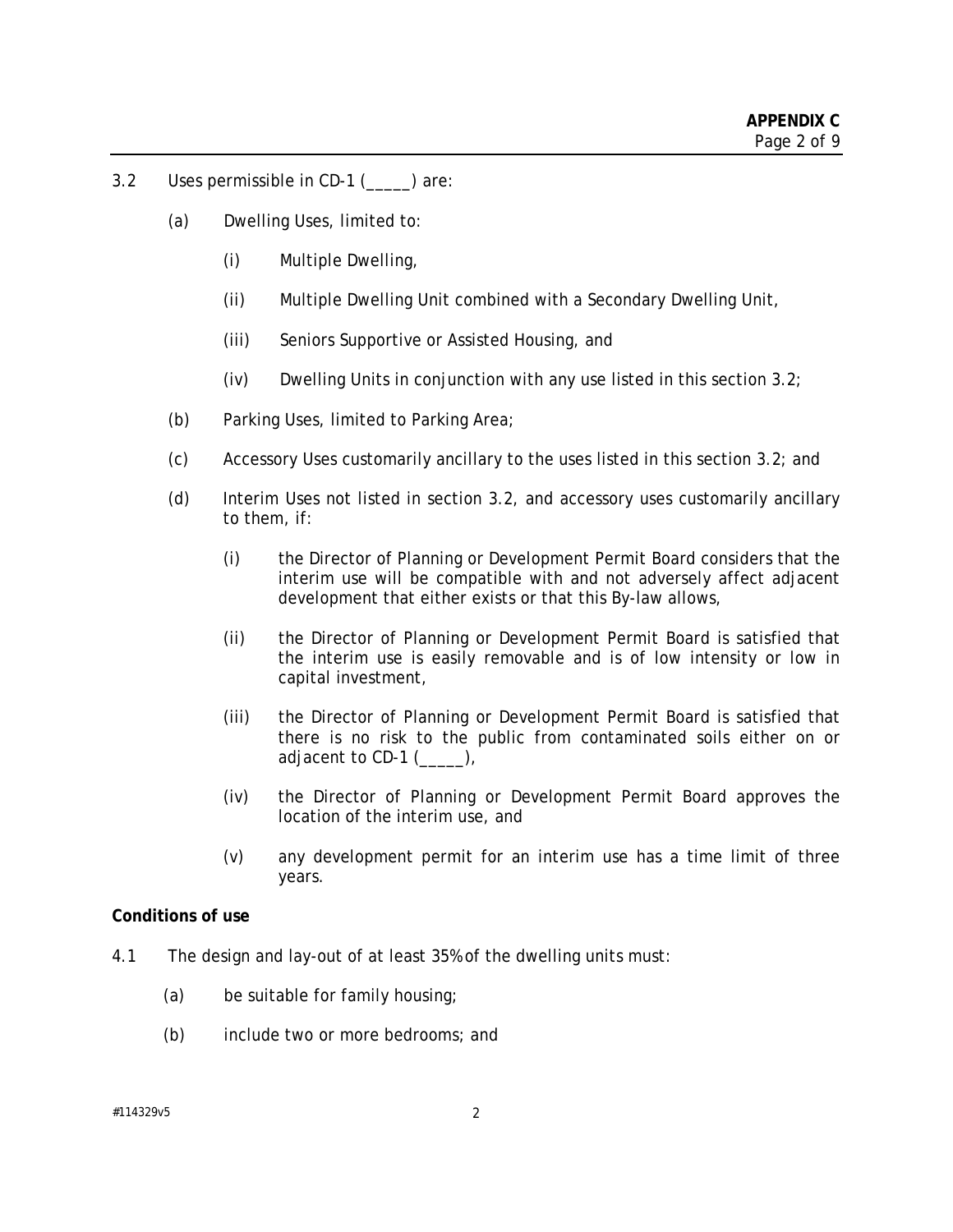3.2 Uses permissible in CD-1 (_____) are:

(a) Dwelling Uses, limited to:

  (i) Multiple Dwelling,

  (ii) Multiple Dwelling Unit combined with a Secondary Dwelling Unit,

  (iii) Seniors Supportive or Assisted Housing, and

  (iv) Dwelling Units in conjunction with any use listed in this section 3.2;

(b) Parking Uses, limited to Parking Area;

(c) Accessory Uses customarily ancillary to the uses listed in this section 3.2; and

(d) Interim Uses not listed in section 3.2, and accessory uses customarily ancillary to them, if:

  (i) the Director of Planning or Development Permit Board considers that the interim use will be compatible with and not adversely affect adjacent development that either exists or that this By-law allows,

  (ii) the Director of Planning or Development Permit Board is satisfied that the interim use is easily removable and is of low intensity or low in capital investment,

  (iii) the Director of Planning or Development Permit Board is satisfied that there is no risk to the public from contaminated soils either on or adjacent to CD-1 (_____),

  (iv) the Director of Planning or Development Permit Board approves the location of the interim use, and

  (v) any development permit for an interim use has a time limit of three years.

**Conditions of use**

4.1 The design and lay-out of at least 35% of the dwelling units must:

(a) be suitable for family housing;

(b) include two or more bedrooms; and

#114329v5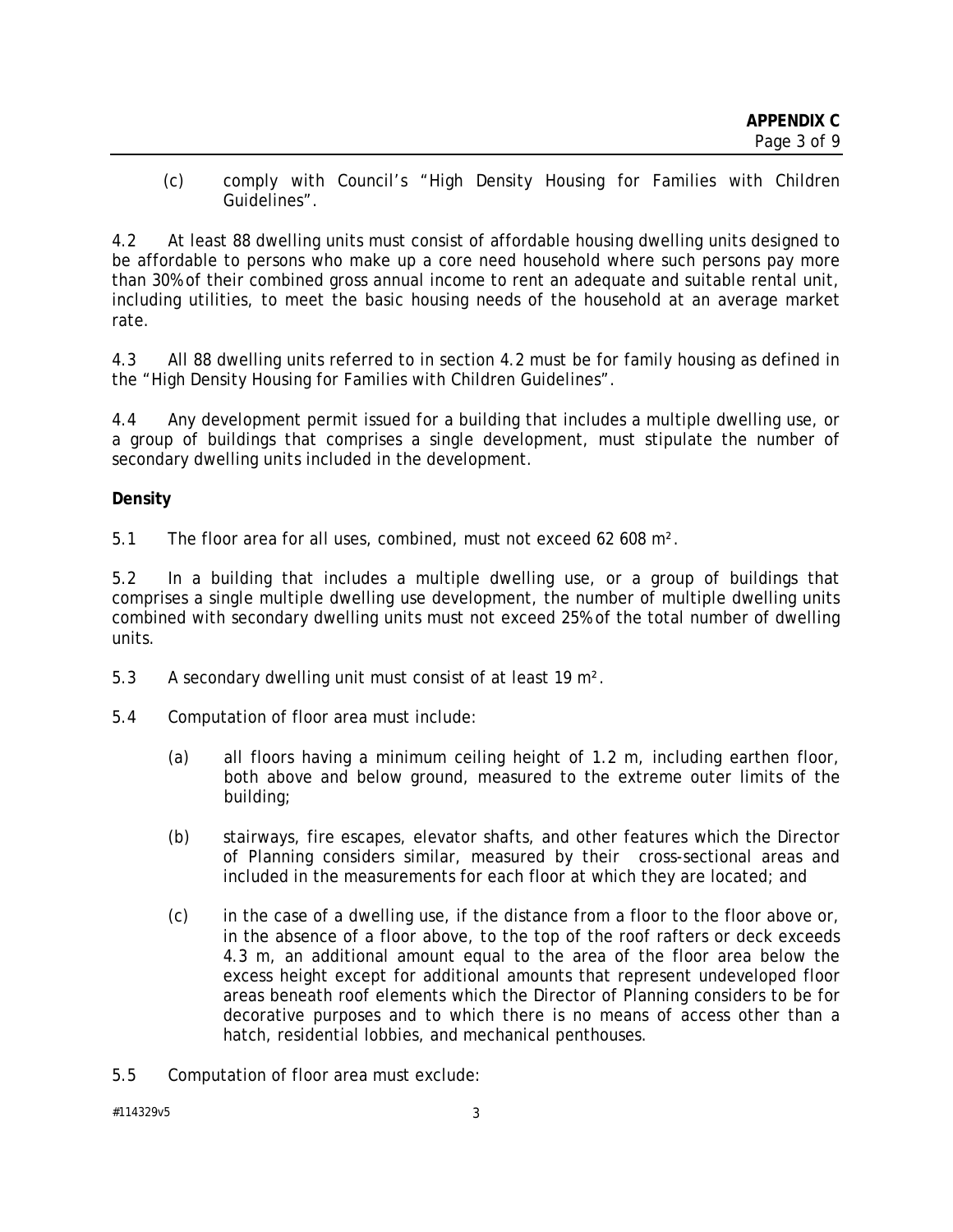(c) comply with Council's "High Density Housing for Families with Children Guidelines".

4.2 At least 88 dwelling units must consist of affordable housing dwelling units designed to be affordable to persons who make up a core need household where such persons pay more than 30% of their combined gross annual income to rent an adequate and suitable rental unit, including utilities, to meet the basic housing needs of the household at an average market rate.

4.3 All 88 dwelling units referred to in section 4.2 must be for family housing as defined in the "High Density Housing for Families with Children Guidelines".

4.4 Any development permit issued for a building that includes a multiple dwelling use, or a group of buildings that comprises a single development, must stipulate the number of secondary dwelling units included in the development.

**Density**

5.1 The floor area for all uses, combined, must not exceed 62 608 $m^2$.

5.2 In a building that includes a multiple dwelling use, or a group of buildings that comprises a single multiple dwelling use development, the number of multiple dwelling units combined with secondary dwelling units must not exceed 25% of the total number of dwelling units.

5.3 A secondary dwelling unit must consist of at least 19 $m^2$.

5.4 Computation of floor area must include:

(a) all floors having a minimum ceiling height of 1.2 m, including earthen floor, both above and below ground, measured to the extreme outer limits of the building;

(b) stairways, fire escapes, elevator shafts, and other features which the Director of Planning considers similar, measured by their cross-sectional areas and included in the measurements for each floor at which they are located; and

(c) in the case of a dwelling use, if the distance from a floor to the floor above or, in the absence of a floor above, to the top of the roof rafters or deck exceeds 4.3 m, an additional amount equal to the area of the floor area below the excess height except for additional amounts that represent undeveloped floor areas beneath roof elements which the Director of Planning considers to be for decorative purposes and to which there is no means of access other than a hatch, residential lobbies, and mechanical penthouses.

5.5 Computation of floor area must exclude: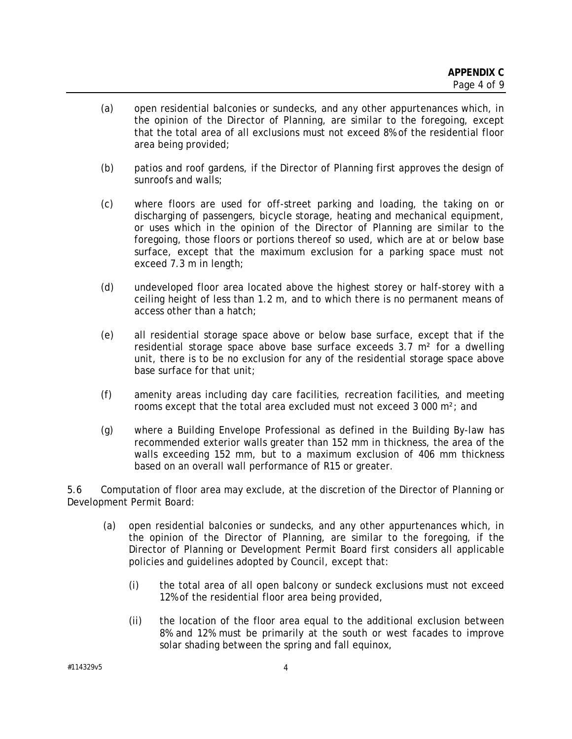(a) open residential balconies or sundecks, and any other appurtenances which, in the opinion of the Director of Planning, are similar to the foregoing, except that the total area of all exclusions must not exceed 8% of the residential floor area being provided;

(b) patios and roof gardens, if the Director of Planning first approves the design of sunroofs and walls;

(c) where floors are used for off-street parking and loading, the taking on or discharging of passengers, bicycle storage, heating and mechanical equipment, or uses which in the opinion of the Director of Planning are similar to the foregoing, those floors or portions thereof so used, which are at or below base surface, except that the maximum exclusion for a parking space must not exceed 7.3 m in length;

(d) undeveloped floor area located above the highest storey or half-storey with a ceiling height of less than 1.2 m, and to which there is no permanent means of access other than a hatch;

(e) all residential storage space above or below base surface, except that if the residential storage space above base surface exceeds 3.7 m² for a dwelling unit, there is to be no exclusion for any of the residential storage space above base surface for that unit;

(f) amenity areas including day care facilities, recreation facilities, and meeting rooms except that the total area excluded must not exceed 3 000 m²; and

(g) where a Building Envelope Professional as defined in the Building By-law has recommended exterior walls greater than 152 mm in thickness, the area of the walls exceeding 152 mm, but to a maximum exclusion of 406 mm thickness based on an overall wall performance of R15 or greater.

5.6 Computation of floor area may exclude, at the discretion of the Director of Planning or Development Permit Board:

(a) open residential balconies or sundecks, and any other appurtenances which, in the opinion of the Director of Planning, are similar to the foregoing, if the Director of Planning or Development Permit Board first considers all applicable policies and guidelines adopted by Council, except that:

(i) the total area of all open balcony or sundeck exclusions must not exceed 12% of the residential floor area being provided,

(ii) the location of the floor area equal to the additional exclusion between 8% and 12% must be primarily at the south or west facades to improve solar shading between the spring and fall equinox,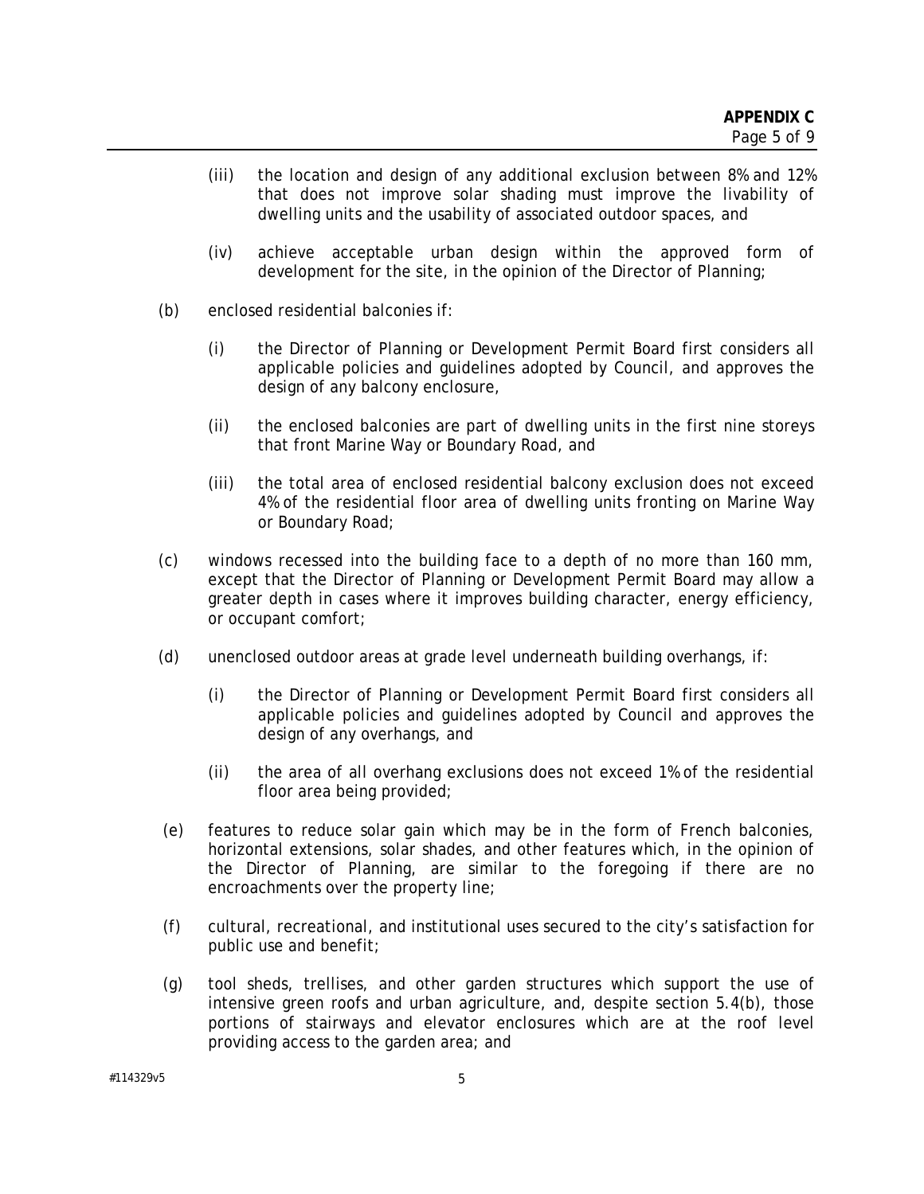(iii) the location and design of any additional exclusion between 8% and 12% that does not improve solar shading must improve the livability of dwelling units and the usability of associated outdoor spaces, and

(iv) achieve acceptable urban design within the approved form of development for the site, in the opinion of the Director of Planning;

(b) enclosed residential balconies if:

(i) the Director of Planning or Development Permit Board first considers all applicable policies and guidelines adopted by Council, and approves the design of any balcony enclosure,

(ii) the enclosed balconies are part of dwelling units in the first nine storeys that front Marine Way or Boundary Road, and

(iii) the total area of enclosed residential balcony exclusion does not exceed 4% of the residential floor area of dwelling units fronting on Marine Way or Boundary Road;

(c) windows recessed into the building face to a depth of no more than 160 mm, except that the Director of Planning or Development Permit Board may allow a greater depth in cases where it improves building character, energy efficiency, or occupant comfort;

(d) unenclosed outdoor areas at grade level underneath building overhangs, if:

(i) the Director of Planning or Development Permit Board first considers all applicable policies and guidelines adopted by Council and approves the design of any overhangs, and

(ii) the area of all overhang exclusions does not exceed 1% of the residential floor area being provided;

(e) features to reduce solar gain which may be in the form of French balconies, horizontal extensions, solar shades, and other features which, in the opinion of the Director of Planning, are similar to the foregoing if there are no encroachments over the property line;

(f) cultural, recreational, and institutional uses secured to the city's satisfaction for public use and benefit;

(g) tool sheds, trellises, and other garden structures which support the use of intensive green roofs and urban agriculture, and, despite section 5.4(b), those portions of stairways and elevator enclosures which are at the roof level providing access to the garden area; and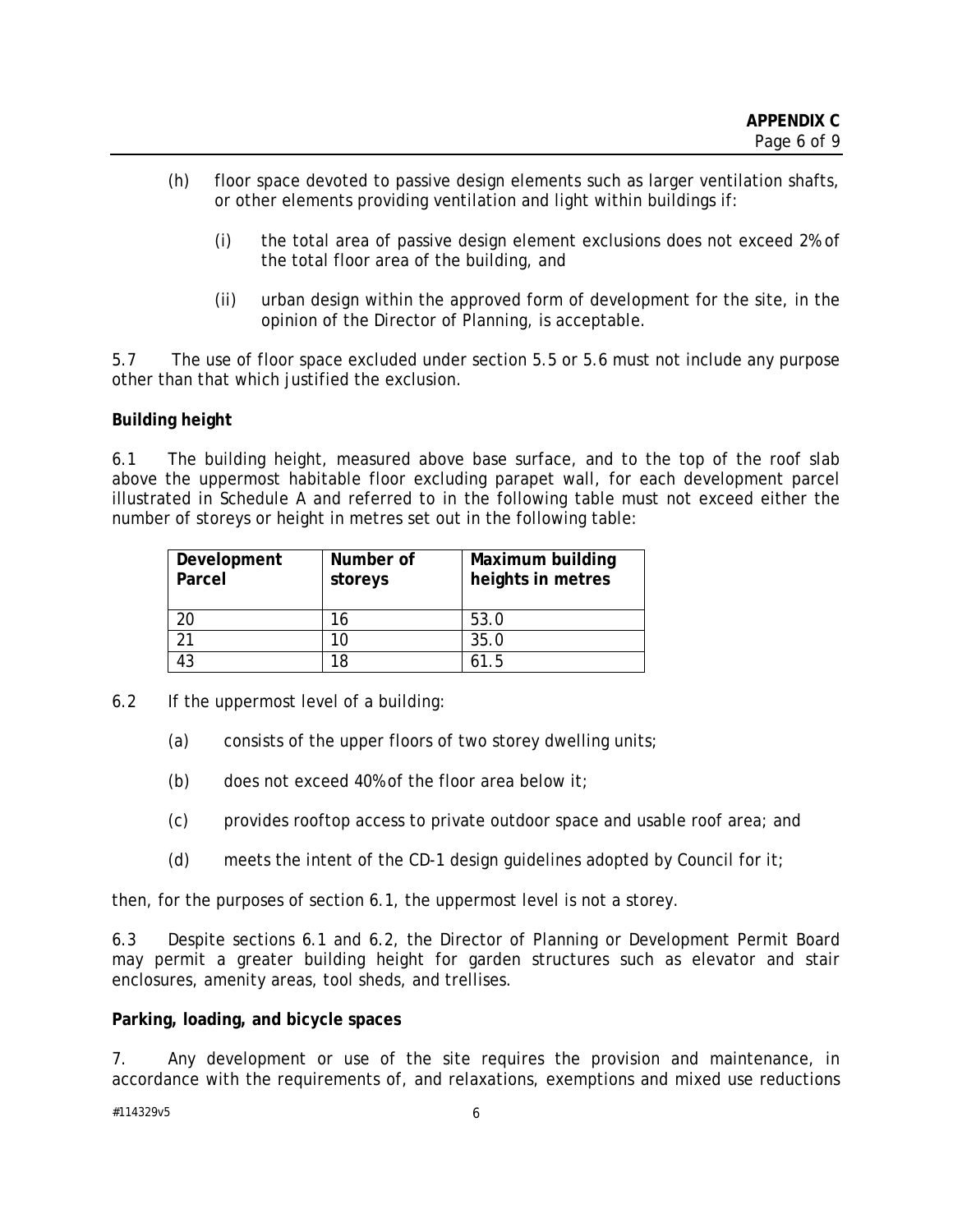(h) floor space devoted to passive design elements such as larger ventilation shafts, or other elements providing ventilation and light within buildings if:

(i) the total area of passive design element exclusions does not exceed 2% of the total floor area of the building, and

(ii) urban design within the approved form of development for the site, in the opinion of the Director of Planning, is acceptable.

5.7 The use of floor space excluded under section 5.5 or 5.6 must not include any purpose other than that which justified the exclusion.

**Building height**

6.1 The building height, measured above base surface, and to the top of the roof slab above the uppermost habitable floor excluding parapet wall, for each development parcel illustrated in Schedule A and referred to in the following table must not exceed either the number of storeys or height in metres set out in the following table:

| Development Parcel | Number of storeys | Maximum building heights in metres |
|---|---|---|
| 20 | 16 | 53.0 |
| 21 | 10 | 35.0 |
| 43 | 18 | 61.5 |

6.2 If the uppermost level of a building:

(a) consists of the upper floors of two storey dwelling units;

(b) does not exceed 40% of the floor area below it;

(c) provides rooftop access to private outdoor space and usable roof area; and

(d) meets the intent of the CD-1 design guidelines adopted by Council for it;

then, for the purposes of section 6.1, the uppermost level is not a storey.

6.3 Despite sections 6.1 and 6.2, the Director of Planning or Development Permit Board may permit a greater building height for garden structures such as elevator and stair enclosures, amenity areas, tool sheds, and trellises.

**Parking, loading, and bicycle spaces**

7. Any development or use of the site requires the provision and maintenance, in accordance with the requirements of, and relaxations, exemptions and mixed use reductions

#114329v5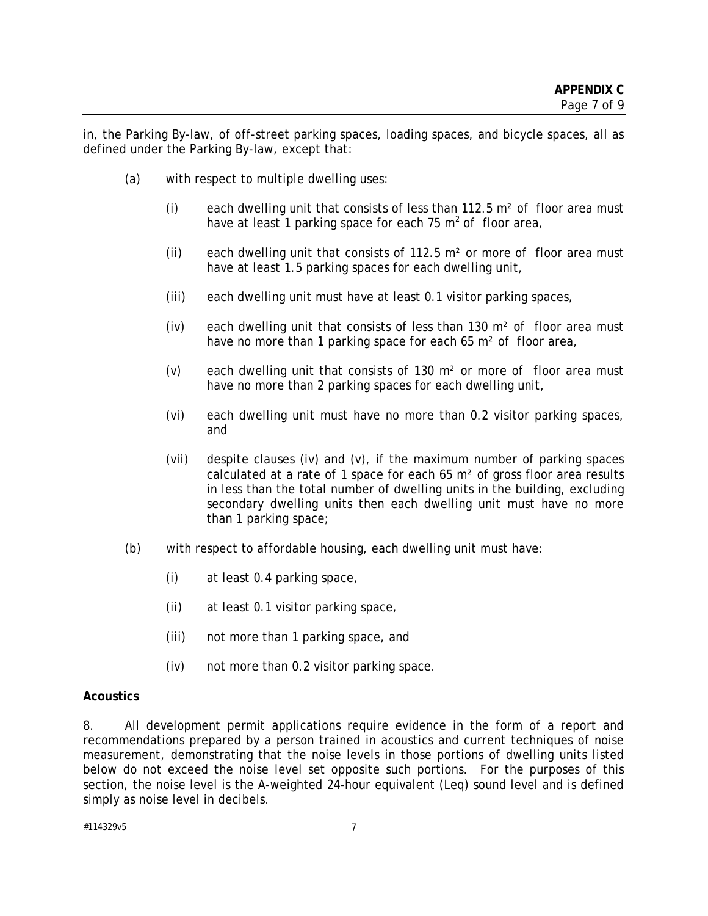in, the Parking By-law, of off-street parking spaces, loading spaces, and bicycle spaces, all as defined under the Parking By-law, except that:

(a) with respect to multiple dwelling uses:

(i) each dwelling unit that consists of less than 112.5 m² of floor area must have at least 1 parking space for each 75 m² of floor area,

(ii) each dwelling unit that consists of 112.5 m² or more of floor area must have at least 1.5 parking spaces for each dwelling unit,

(iii) each dwelling unit must have at least 0.1 visitor parking spaces,

(iv) each dwelling unit that consists of less than 130 m² of floor area must have no more than 1 parking space for each 65 m² of floor area,

(v) each dwelling unit that consists of 130 m² or more of floor area must have no more than 2 parking spaces for each dwelling unit,

(vi) each dwelling unit must have no more than 0.2 visitor parking spaces, and

(vii) despite clauses (iv) and (v), if the maximum number of parking spaces calculated at a rate of 1 space for each 65 m² of gross floor area results in less than the total number of dwelling units in the building, excluding secondary dwelling units then each dwelling unit must have no more than 1 parking space;

(b) with respect to affordable housing, each dwelling unit must have:

(i) at least 0.4 parking space,

(ii) at least 0.1 visitor parking space,

(iii) not more than 1 parking space, and

(iv) not more than 0.2 visitor parking space.

**Acoustics**

8. All development permit applications require evidence in the form of a report and recommendations prepared by a person trained in acoustics and current techniques of noise measurement, demonstrating that the noise levels in those portions of dwelling units listed below do not exceed the noise level set opposite such portions. For the purposes of this section, the noise level is the A-weighted 24-hour equivalent (Leq) sound level and is defined simply as noise level in decibels.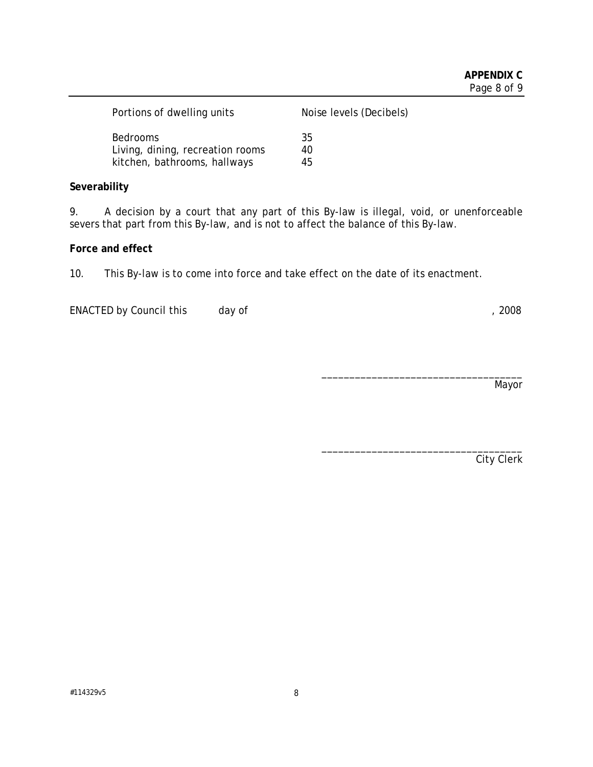| Portions of dwelling units | Noise levels (Decibels) |
| --- | --- |
| Bedrooms | 35 |
| Living, dining, recreation rooms | 40 |
| kitchen, bathrooms, hallways | 45 |

**Severability**

9. A decision by a court that any part of this By-law is illegal, void, or unenforceable severs that part from this By-law, and is not to affect the balance of this By-law.

**Force and effect**

10. This By-law is to come into force and take effect on the date of its enactment.

ENACTED by Council this day of , 2008

\_\_\_\_\_\_\_\_\_\_\_\_\_\_\_\_\_\_\_\_\_\_\_\_\_\_\_\_\_\_\_\_\_\_\_\_
Mayor

\_\_\_\_\_\_\_\_\_\_\_\_\_\_\_\_\_\_\_\_\_\_\_\_\_\_\_\_\_\_\_\_\_\_\_\_
City Clerk

#114329v5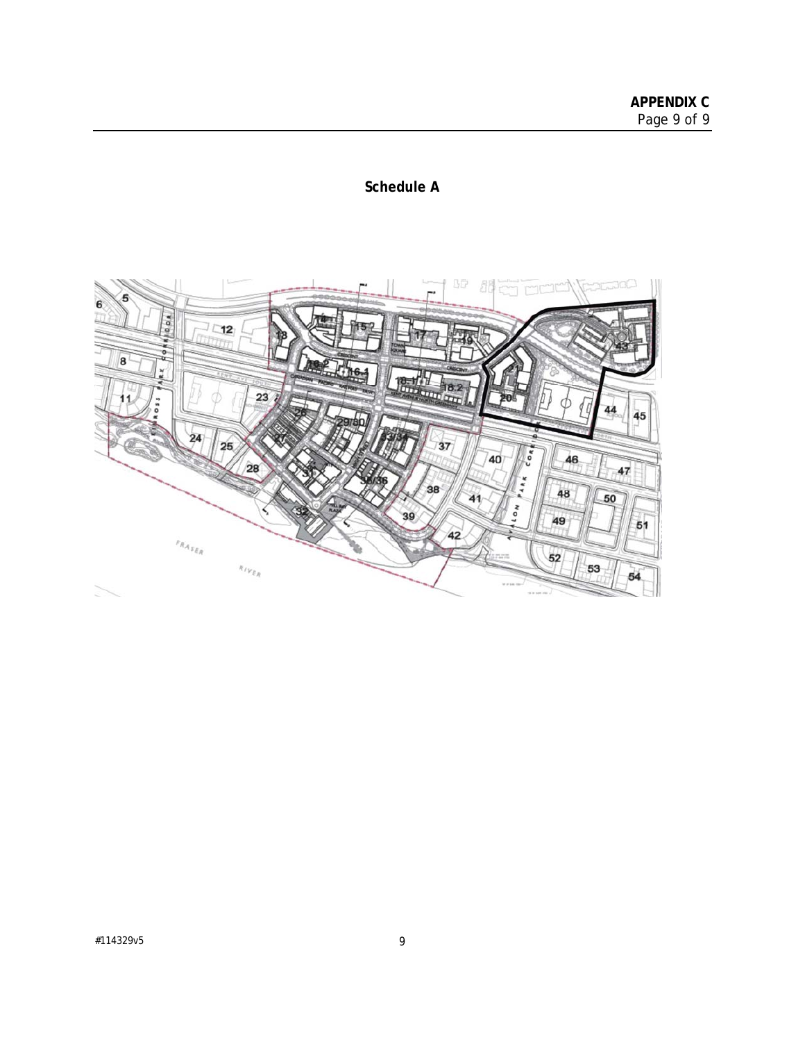## Schedule A

5
6
12
13
14
15
17
19
8
16.2
16.1
18.1
18.2
20
43
11
23
26
29/30
44
45
24
25
27
33/34
37
40
46
47
28
31
35/36
38
41
48
50
32
39
42
49
51
52
53
54

FRASER RIVER

CANOE PARK CORRIDOR

AVALON PARK CORRIDOR